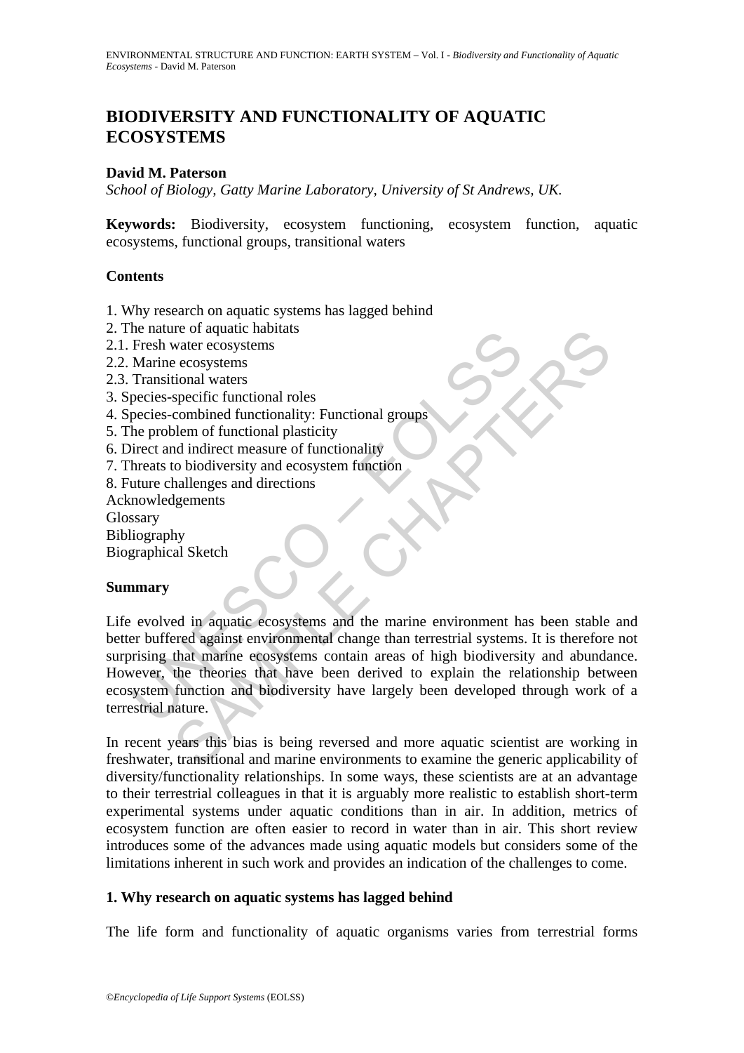# BIODIVERSITY AND FUNCTIONALITY OF AQUATIC ECOSYSTEMS

**David M. Paterson**

*School of Biology, Gatty Marine Laboratory, University of St Andrews, UK.*

**Keywords:** Biodiversity, ecosystem functioning, ecosystem function, aquatic ecosystems, functional groups, transitional waters

## Contents

1. Why research on aquatic systems has lagged behind
2. The nature of aquatic habitats
2.1. Fresh water ecosystems
2.2. Marine ecosystems
2.3. Transitional waters
3. Species-specific functional roles
4. Species-combined functionality: Functional groups
5. The problem of functional plasticity
6. Direct and indirect measure of functionality
7. Threats to biodiversity and ecosystem function
8. Future challenges and directions

Acknowledgements
Glossary
Bibliography
Biographical Sketch

## Summary

Life evolved in aquatic ecosystems and the marine environment has been stable and better buffered against environmental change than terrestrial systems. It is therefore not surprising that marine ecosystems contain areas of high biodiversity and abundance. However, the theories that have been derived to explain the relationship between ecosystem function and biodiversity have largely been developed through work of a terrestrial nature.

In recent years this bias is being reversed and more aquatic scientist are working in freshwater, transitional and marine environments to examine the generic applicability of diversity/functionality relationships. In some ways, these scientists are at an advantage to their terrestrial colleagues in that it is arguably more realistic to establish short-term experimental systems under aquatic conditions than in air. In addition, metrics of ecosystem function are often easier to record in water than in air. This short review introduces some of the advances made using aquatic models but considers some of the limitations inherent in such work and provides an indication of the challenges to come.

## 1. Why research on aquatic systems has lagged behind

The life form and functionality of aquatic organisms varies from terrestrial forms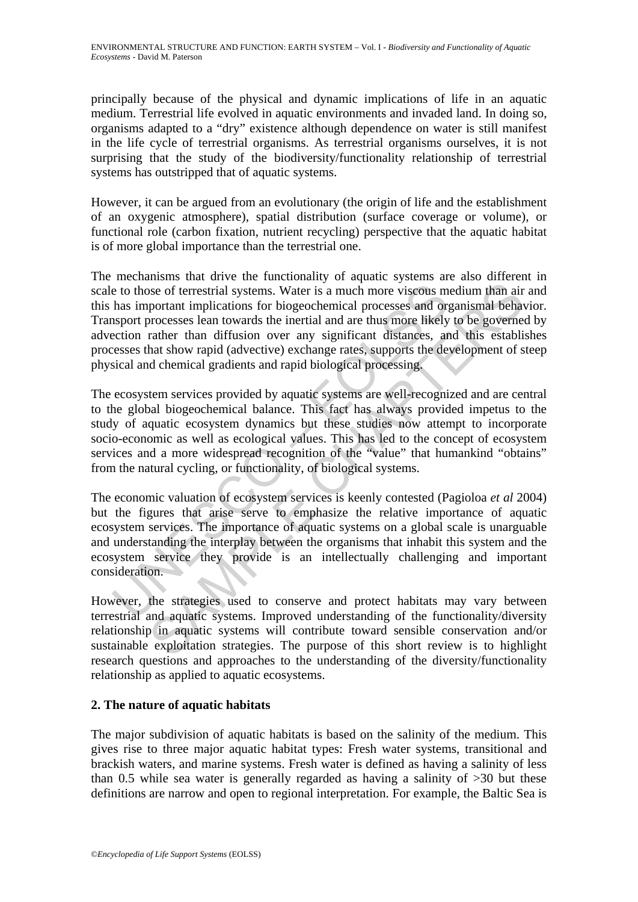principally because of the physical and dynamic implications of life in an aquatic medium. Terrestrial life evolved in aquatic environments and invaded land. In doing so, organisms adapted to a "dry" existence although dependence on water is still manifest in the life cycle of terrestrial organisms. As terrestrial organisms ourselves, it is not surprising that the study of the biodiversity/functionality relationship of terrestrial systems has outstripped that of aquatic systems.

However, it can be argued from an evolutionary (the origin of life and the establishment of an oxygenic atmosphere), spatial distribution (surface coverage or volume), or functional role (carbon fixation, nutrient recycling) perspective that the aquatic habitat is of more global importance than the terrestrial one.

The mechanisms that drive the functionality of aquatic systems are also different in scale to those of terrestrial systems. Water is a much more viscous medium than air and this has important implications for biogeochemical processes and organismal behavior. Transport processes lean towards the inertial and are thus more likely to be governed by advection rather than diffusion over any significant distances, and this establishes processes that show rapid (advective) exchange rates, supports the development of steep physical and chemical gradients and rapid biological processing.

The ecosystem services provided by aquatic systems are well-recognized and are central to the global biogeochemical balance. This fact has always provided impetus to the study of aquatic ecosystem dynamics but these studies now attempt to incorporate socio-economic as well as ecological values. This has led to the concept of ecosystem services and a more widespread recognition of the "value" that humankind "obtains" from the natural cycling, or functionality, of biological systems.

The economic valuation of ecosystem services is keenly contested (Pagioloa *et al* 2004) but the figures that arise serve to emphasize the relative importance of aquatic ecosystem services. The importance of aquatic systems on a global scale is unarguable and understanding the interplay between the organisms that inhabit this system and the ecosystem service they provide is an intellectually challenging and important consideration.

However, the strategies used to conserve and protect habitats may vary between terrestrial and aquatic systems. Improved understanding of the functionality/diversity relationship in aquatic systems will contribute toward sensible conservation and/or sustainable exploitation strategies. The purpose of this short review is to highlight research questions and approaches to the understanding of the diversity/functionality relationship as applied to aquatic ecosystems.

## 2. The nature of aquatic habitats

The major subdivision of aquatic habitats is based on the salinity of the medium. This gives rise to three major aquatic habitat types: Fresh water systems, transitional and brackish waters, and marine systems. Fresh water is defined as having a salinity of less than 0.5 while sea water is generally regarded as having a salinity of >30 but these definitions are narrow and open to regional interpretation. For example, the Baltic Sea is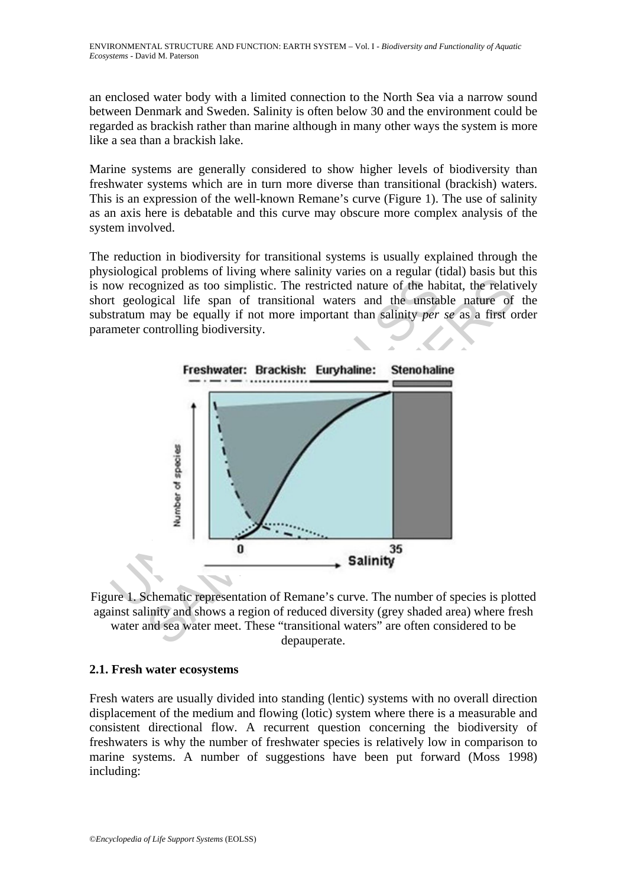an enclosed water body with a limited connection to the North Sea via a narrow sound between Denmark and Sweden. Salinity is often below 30 and the environment could be regarded as brackish rather than marine although in many other ways the system is more like a sea than a brackish lake.

Marine systems are generally considered to show higher levels of biodiversity than freshwater systems which are in turn more diverse than transitional (brackish) waters. This is an expression of the well-known Remane's curve (Figure 1). The use of salinity as an axis here is debatable and this curve may obscure more complex analysis of the system involved.

The reduction in biodiversity for transitional systems is usually explained through the physiological problems of living where salinity varies on a regular (tidal) basis but this is now recognized as too simplistic. The restricted nature of the habitat, the relatively short geological life span of transitional waters and the unstable nature of the substratum may be equally if not more important than salinity *per se* as a first order parameter controlling biodiversity.

Figure 1. Schematic representation of Remane's curve. The number of species is plotted against salinity and shows a region of reduced diversity (grey shaded area) where fresh water and sea water meet. These "transitional waters" are often considered to be depauperate.

### 2.1. Fresh water ecosystems

Fresh waters are usually divided into standing (lentic) systems with no overall direction displacement of the medium and flowing (lotic) system where there is a measurable and consistent directional flow. A recurrent question concerning the biodiversity of freshwaters is why the number of freshwater species is relatively low in comparison to marine systems. A number of suggestions have been put forward (Moss 1998) including: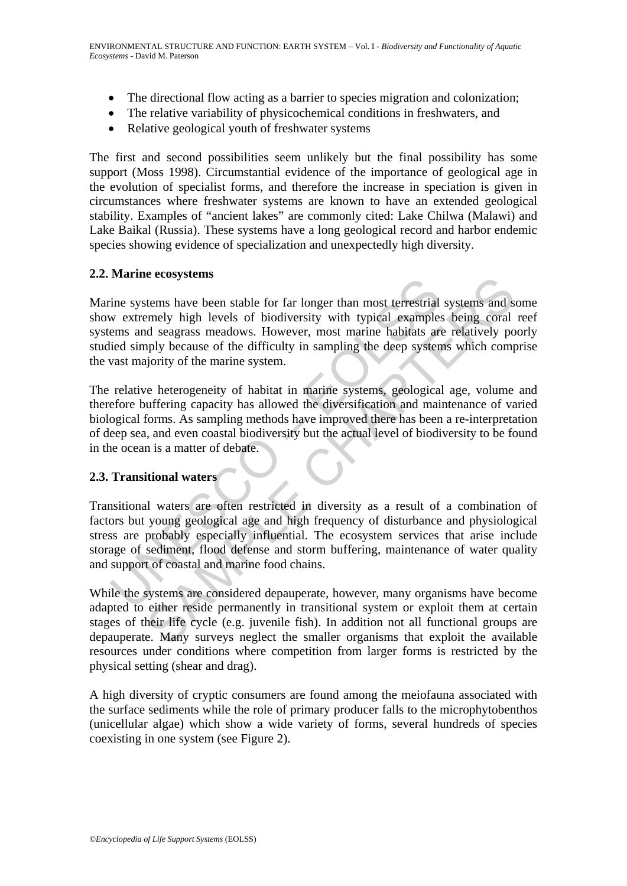- The directional flow acting as a barrier to species migration and colonization;
- The relative variability of physicochemical conditions in freshwaters, and
- Relative geological youth of freshwater systems

The first and second possibilities seem unlikely but the final possibility has some support (Moss 1998). Circumstantial evidence of the importance of geological age in the evolution of specialist forms, and therefore the increase in speciation is given in circumstances where freshwater systems are known to have an extended geological stability. Examples of "ancient lakes" are commonly cited: Lake Chilwa (Malawi) and Lake Baikal (Russia). These systems have a long geological record and harbor endemic species showing evidence of specialization and unexpectedly high diversity.

### 2.2. Marine ecosystems

Marine systems have been stable for far longer than most terrestrial systems and some show extremely high levels of biodiversity with typical examples being coral reef systems and seagrass meadows. However, most marine habitats are relatively poorly studied simply because of the difficulty in sampling the deep systems which comprise the vast majority of the marine system.

The relative heterogeneity of habitat in marine systems, geological age, volume and therefore buffering capacity has allowed the diversification and maintenance of varied biological forms. As sampling methods have improved there has been a re-interpretation of deep sea, and even coastal biodiversity but the actual level of biodiversity to be found in the ocean is a matter of debate.

### 2.3. Transitional waters

Transitional waters are often restricted in diversity as a result of a combination of factors but young geological age and high frequency of disturbance and physiological stress are probably especially influential. The ecosystem services that arise include storage of sediment, flood defense and storm buffering, maintenance of water quality and support of coastal and marine food chains.

While the systems are considered depauperate, however, many organisms have become adapted to either reside permanently in transitional system or exploit them at certain stages of their life cycle (e.g. juvenile fish). In addition not all functional groups are depauperate. Many surveys neglect the smaller organisms that exploit the available resources under conditions where competition from larger forms is restricted by the physical setting (shear and drag).

A high diversity of cryptic consumers are found among the meiofauna associated with the surface sediments while the role of primary producer falls to the microphytobenthos (unicellular algae) which show a wide variety of forms, several hundreds of species coexisting in one system (see Figure 2).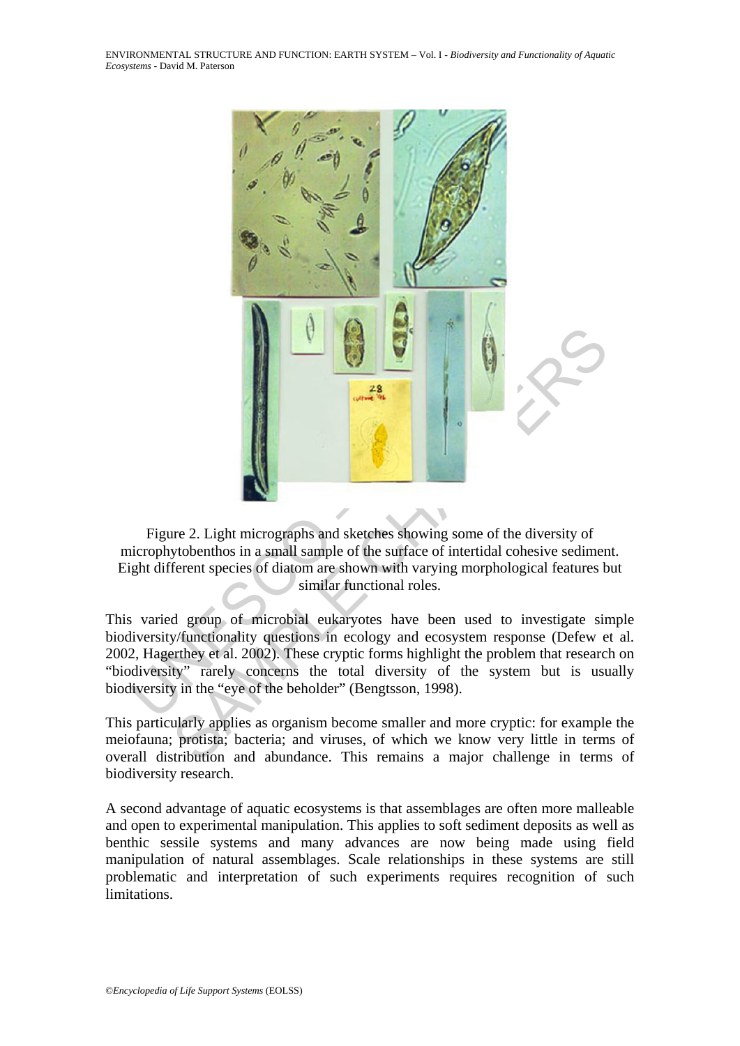Figure 2. Light micrographs and sketches showing some of the diversity of microphytobenthos in a small sample of the surface of intertidal cohesive sediment. Eight different species of diatom are shown with varying morphological features but similar functional roles.

This varied group of microbial eukaryotes have been used to investigate simple biodiversity/functionality questions in ecology and ecosystem response (Defew et al. 2002, Hagerthey et al. 2002). These cryptic forms highlight the problem that research on "biodiversity" rarely concerns the total diversity of the system but is usually biodiversity in the "eye of the beholder" (Bengtsson, 1998).

This particularly applies as organism become smaller and more cryptic: for example the meiofauna; protista; bacteria; and viruses, of which we know very little in terms of overall distribution and abundance. This remains a major challenge in terms of biodiversity research.

A second advantage of aquatic ecosystems is that assemblages are often more malleable and open to experimental manipulation. This applies to soft sediment deposits as well as benthic sessile systems and many advances are now being made using field manipulation of natural assemblages. Scale relationships in these systems are still problematic and interpretation of such experiments requires recognition of such limitations.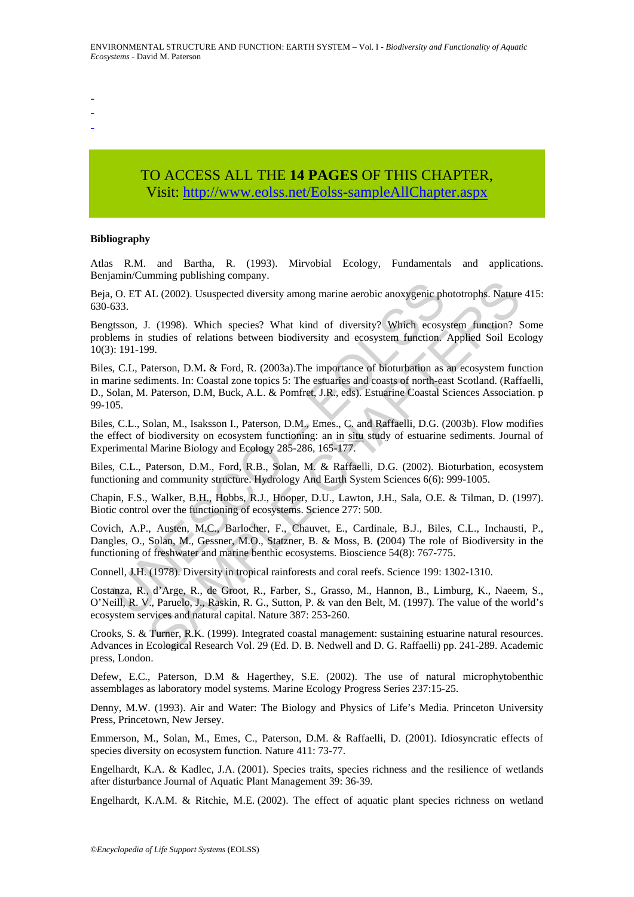-
-
-

TO ACCESS ALL THE **14 PAGES** OF THIS CHAPTER,
Visit: http://www.eolss.net/Eolss-sampleAllChapter.aspx

**Bibliography**

Atlas R.M. and Bartha, R. (1993). Mirvobial Ecology, Fundamentals and applications. Benjamin/Cumming publishing company.

Beja, O. ET AL (2002). Ususpected diversity among marine aerobic anoxygenic phototrophs. Nature 415: 630-633.

Bengtsson, J. (1998). Which species? What kind of diversity? Which ecosystem function? Some problems in studies of relations between biodiversity and ecosystem function. Applied Soil Ecology 10(3): 191-199.

Biles, C.L, Paterson, D.M**.** & Ford, R. (2003a).The importance of bioturbation as an ecosystem function in marine sediments. In: Coastal zone topics 5: The estuaries and coasts of north-east Scotland. (Raffaelli, D., Solan, M. Paterson, D.M, Buck, A.L. & Pomfret, J.R., eds). Estuarine Coastal Sciences Association. p 99-105.

Biles, C.L., Solan, M., Isaksson I., Paterson, D.M., Emes., C. and Raffaelli, D.G. (2003b). Flow modifies the effect of biodiversity on ecosystem functioning: an in situ study of estuarine sediments. Journal of Experimental Marine Biology and Ecology 285-286, 165-177.

Biles, C.L., Paterson, D.M., Ford, R.B., Solan, M. & Raffaelli, D.G. (2002). Bioturbation, ecosystem functioning and community structure. Hydrology And Earth System Sciences 6(6): 999-1005.

Chapin, F.S., Walker, B.H., Hobbs, R.J., Hooper, D.U., Lawton, J.H., Sala, O.E. & Tilman, D. (1997). Biotic control over the functioning of ecosystems. Science 277: 500.

Covich, A.P., Austen, M.C., Barlocher, F., Chauvet, E., Cardinale, B.J., Biles, C.L., Inchausti, P., Dangles, O., Solan, M., Gessner, M.O., Statzner, B. & Moss, B. **(**2004) The role of Biodiversity in the functioning of freshwater and marine benthic ecosystems. Bioscience 54(8): 767-775.

Connell, J.H. (1978). Diversity in tropical rainforests and coral reefs. Science 199: 1302-1310.

Costanza, R., d'Arge, R., de Groot, R., Farber, S., Grasso, M., Hannon, B., Limburg, K., Naeem, S., O'Neill, R. V., Paruelo, J., Raskin, R. G., Sutton, P. & van den Belt, M. (1997). The value of the world's ecosystem services and natural capital. Nature 387: 253-260.

Crooks, S. & Turner, R.K. (1999). Integrated coastal management: sustaining estuarine natural resources. Advances in Ecological Research Vol. 29 (Ed. D. B. Nedwell and D. G. Raffaelli) pp. 241-289. Academic press, London.

Defew, E.C., Paterson, D.M & Hagerthey, S.E. (2002). The use of natural microphytobenthic assemblages as laboratory model systems. Marine Ecology Progress Series 237:15-25.

Denny, M.W. (1993). Air and Water: The Biology and Physics of Life's Media. Princeton University Press, Princetown, New Jersey.

Emmerson, M., Solan, M., Emes, C., Paterson, D.M. & Raffaelli, D. (2001). Idiosyncratic effects of species diversity on ecosystem function. Nature 411: 73-77.

Engelhardt, K.A. & Kadlec, J.A. (2001). Species traits, species richness and the resilience of wetlands after disturbance Journal of Aquatic Plant Management 39: 36-39.

Engelhardt, K.A.M. & Ritchie, M.E. (2002). The effect of aquatic plant species richness on wetland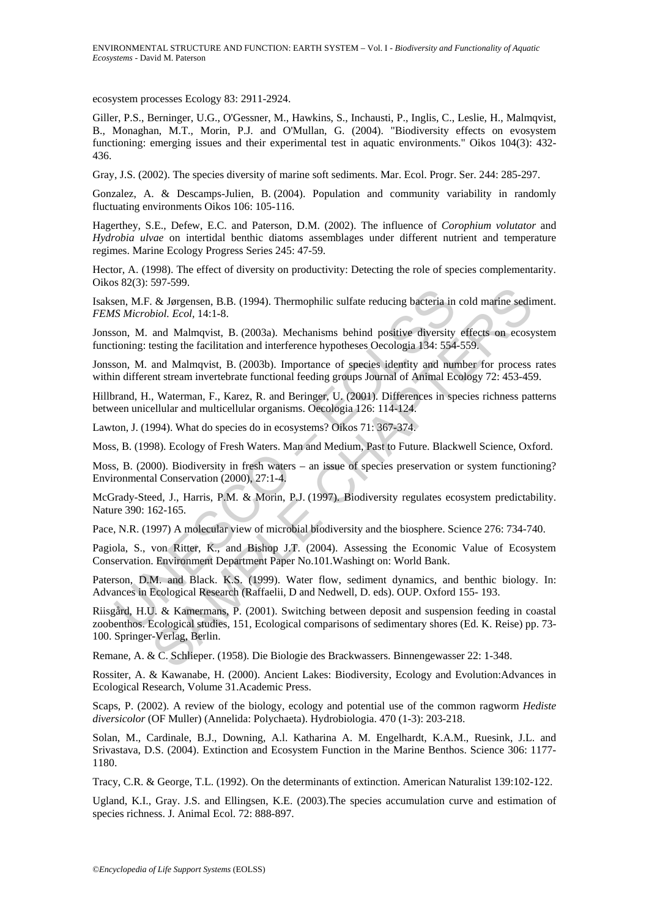ecosystem processes Ecology 83: 2911-2924.

Giller, P.S., Berninger, U.G., O'Gessner, M., Hawkins, S., Inchausti, P., Inglis, C., Leslie, H., Malmqvist, B., Monaghan, M.T., Morin, P.J. and O'Mullan, G. (2004). "Biodiversity effects on evosystem functioning: emerging issues and their experimental test in aquatic environments." Oikos 104(3): 432-436.

Gray, J.S. (2002). The species diversity of marine soft sediments. Mar. Ecol. Progr. Ser. 244: 285-297.

Gonzalez, A. & Descamps-Julien, B. (2004). Population and community variability in randomly fluctuating environments Oikos 106: 105-116.

Hagerthey, S.E., Defew, E.C. and Paterson, D.M. (2002). The influence of *Corophium volutator* and *Hydrobia ulvae* on intertidal benthic diatoms assemblages under different nutrient and temperature regimes. Marine Ecology Progress Series 245: 47-59.

Hector, A. (1998). The effect of diversity on productivity: Detecting the role of species complementarity. Oikos 82(3): 597-599.

Isaksen, M.F. & Jørgensen, B.B. (1994). Thermophilic sulfate reducing bacteria in cold marine sediment. *FEMS Microbiol. Ecol*, 14:1-8.

Jonsson, M. and Malmqvist, B. (2003a). Mechanisms behind positive diversity effects on ecosystem functioning: testing the facilitation and interference hypotheses Oecologia 134: 554-559.

Jonsson, M. and Malmqvist, B. (2003b). Importance of species identity and number for process rates within different stream invertebrate functional feeding groups Journal of Animal Ecology 72: 453-459.

Hillbrand, H., Waterman, F., Karez, R. and Beringer, U. (2001). Differences in species richness patterns between unicellular and multicellular organisms. Oecologia 126: 114-124.

Lawton, J. (1994). What do species do in ecosystems? Oikos 71: 367-374.

Moss, B. (1998). Ecology of Fresh Waters. Man and Medium, Past to Future. Blackwell Science, Oxford.

Moss, B. (2000). Biodiversity in fresh waters – an issue of species preservation or system functioning? Environmental Conservation (2000), 27:1-4.

McGrady-Steed, J., Harris, P.M. & Morin, P.J. (1997). Biodiversity regulates ecosystem predictability. Nature 390: 162-165.

Pace, N.R. (1997) A molecular view of microbial biodiversity and the biosphere. Science 276: 734-740.

Pagiola, S., von Ritter, K., and Bishop J.T. (2004). Assessing the Economic Value of Ecosystem Conservation. Environment Department Paper No.101.Washingt on: World Bank.

Paterson, D.M. and Black. K.S. (1999). Water flow, sediment dynamics, and benthic biology. In: Advances in Ecological Research (Raffaelii, D and Nedwell, D. eds). OUP. Oxford 155- 193.

Riisgård, H.U. & Kamermans, P. (2001). Switching between deposit and suspension feeding in coastal zoobenthos. Ecological studies, 151, Ecological comparisons of sedimentary shores (Ed. K. Reise) pp. 73-100. Springer-Verlag, Berlin.

Remane, A. & C. Schlieper. (1958). Die Biologie des Brackwassers. Binnengewasser 22: 1-348.

Rossiter, A. & Kawanabe, H. (2000). Ancient Lakes: Biodiversity, Ecology and Evolution:Advances in Ecological Research, Volume 31.Academic Press.

Scaps, P. (2002). A review of the biology, ecology and potential use of the common ragworm *Hediste diversicolor* (OF Muller) (Annelida: Polychaeta). Hydrobiologia. 470 (1-3): 203-218.

Solan, M., Cardinale, B.J., Downing, A.l. Katharina A. M. Engelhardt, K.A.M., Ruesink, J.L. and Srivastava, D.S. (2004). Extinction and Ecosystem Function in the Marine Benthos. Science 306: 1177-1180.

Tracy, C.R. & George, T.L. (1992). On the determinants of extinction. American Naturalist 139:102-122.

Ugland, K.I., Gray. J.S. and Ellingsen, K.E. (2003).The species accumulation curve and estimation of species richness. J. Animal Ecol. 72: 888-897.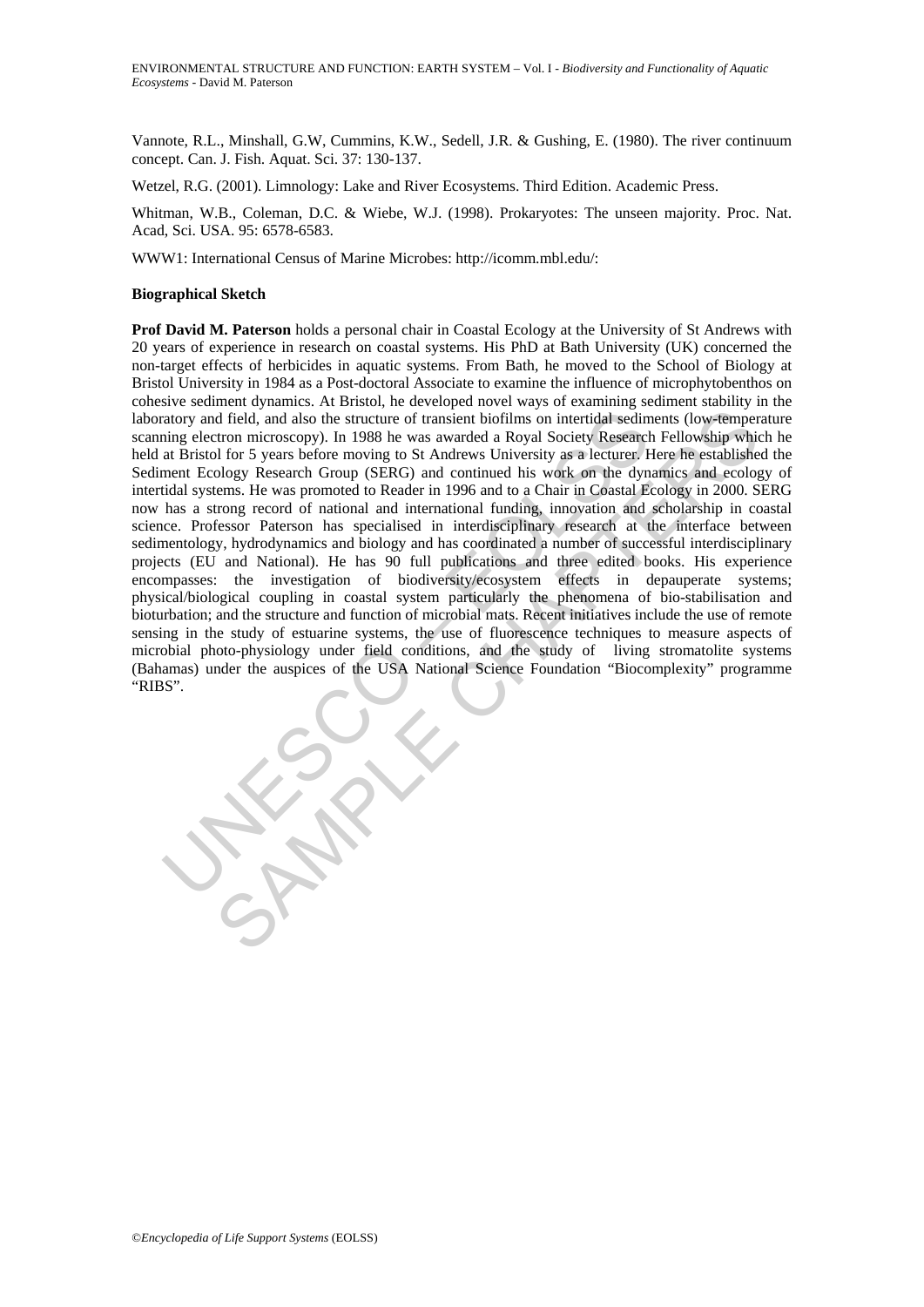Vannote, R.L., Minshall, G.W, Cummins, K.W., Sedell, J.R. & Gushing, E. (1980). The river continuum concept. Can. J. Fish. Aquat. Sci. 37: 130-137.

Wetzel, R.G. (2001). Limnology: Lake and River Ecosystems. Third Edition. Academic Press.

Whitman, W.B., Coleman, D.C. & Wiebe, W.J. (1998). Prokaryotes: The unseen majority. Proc. Nat. Acad, Sci. USA. 95: 6578-6583.

WWW1: International Census of Marine Microbes: http://icomm.mbl.edu/:

**Biographical Sketch**

**Prof David M. Paterson** holds a personal chair in Coastal Ecology at the University of St Andrews with 20 years of experience in research on coastal systems. His PhD at Bath University (UK) concerned the non-target effects of herbicides in aquatic systems. From Bath, he moved to the School of Biology at Bristol University in 1984 as a Post-doctoral Associate to examine the influence of microphytobenthos on cohesive sediment dynamics. At Bristol, he developed novel ways of examining sediment stability in the laboratory and field, and also the structure of transient biofilms on intertidal sediments (low-temperature scanning electron microscopy). In 1988 he was awarded a Royal Society Research Fellowship which he held at Bristol for 5 years before moving to St Andrews University as a lecturer. Here he established the Sediment Ecology Research Group (SERG) and continued his work on the dynamics and ecology of intertidal systems. He was promoted to Reader in 1996 and to a Chair in Coastal Ecology in 2000. SERG now has a strong record of national and international funding, innovation and scholarship in coastal science. Professor Paterson has specialised in interdisciplinary research at the interface between sedimentology, hydrodynamics and biology and has coordinated a number of successful interdisciplinary projects (EU and National). He has 90 full publications and three edited books. His experience encompasses: the investigation of biodiversity/ecosystem effects in depauperate systems; physical/biological coupling in coastal system particularly the phenomena of bio-stabilisation and bioturbation; and the structure and function of microbial mats. Recent initiatives include the use of remote sensing in the study of estuarine systems, the use of fluorescence techniques to measure aspects of microbial photo-physiology under field conditions, and the study of living stromatolite systems (Bahamas) under the auspices of the USA National Science Foundation "Biocomplexity" programme "RIBS".